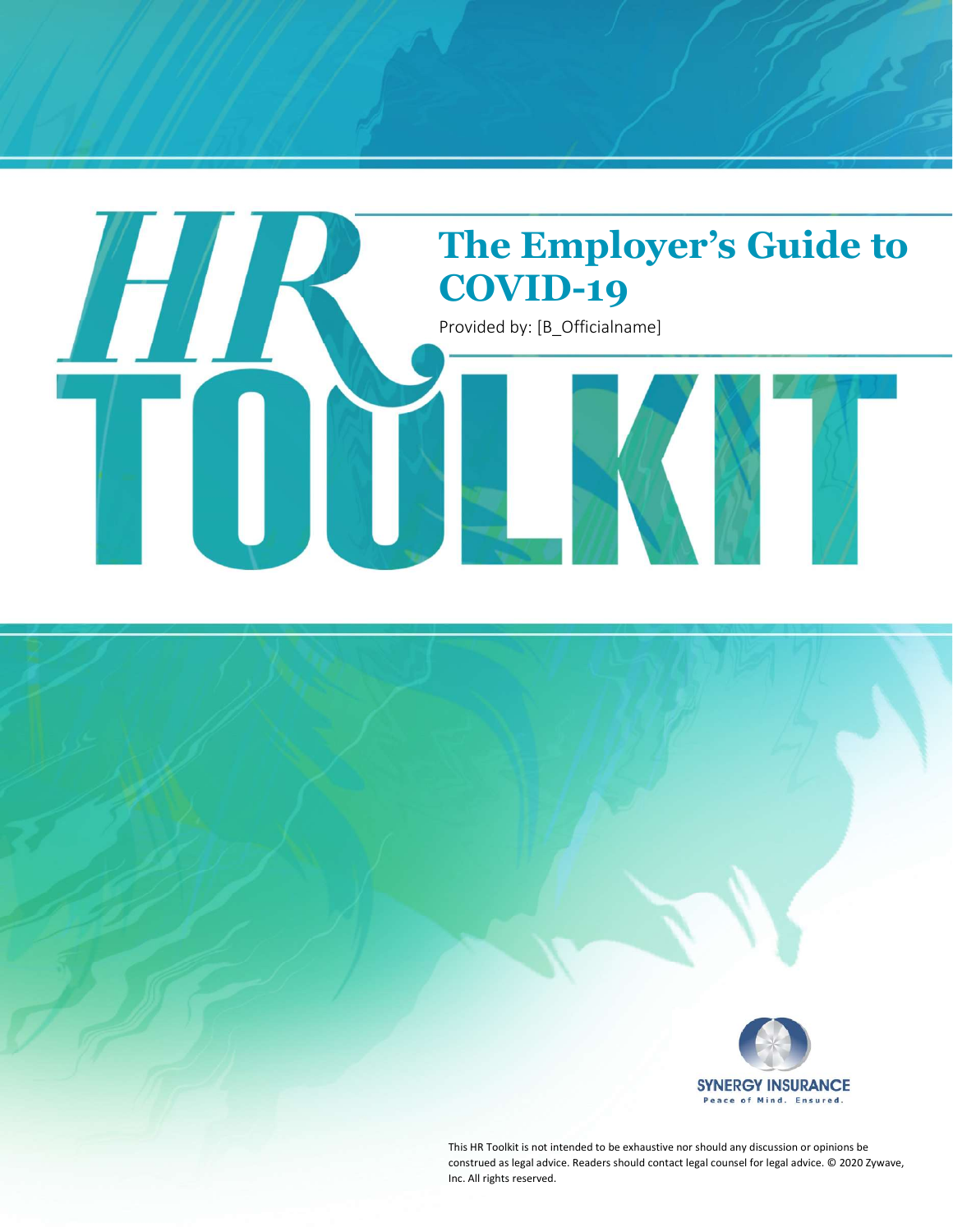# HR TOOLKIT

## The Employer's Guide to COVID-19

Provided by: [B_Officialname]

SYNERGY INSURANCE
Peace of Mind. Ensured.

This HR Toolkit is not intended to be exhaustive nor should any discussion or opinions be construed as legal advice. Readers should contact legal counsel for legal advice. © 2020 Zywave, Inc. All rights reserved.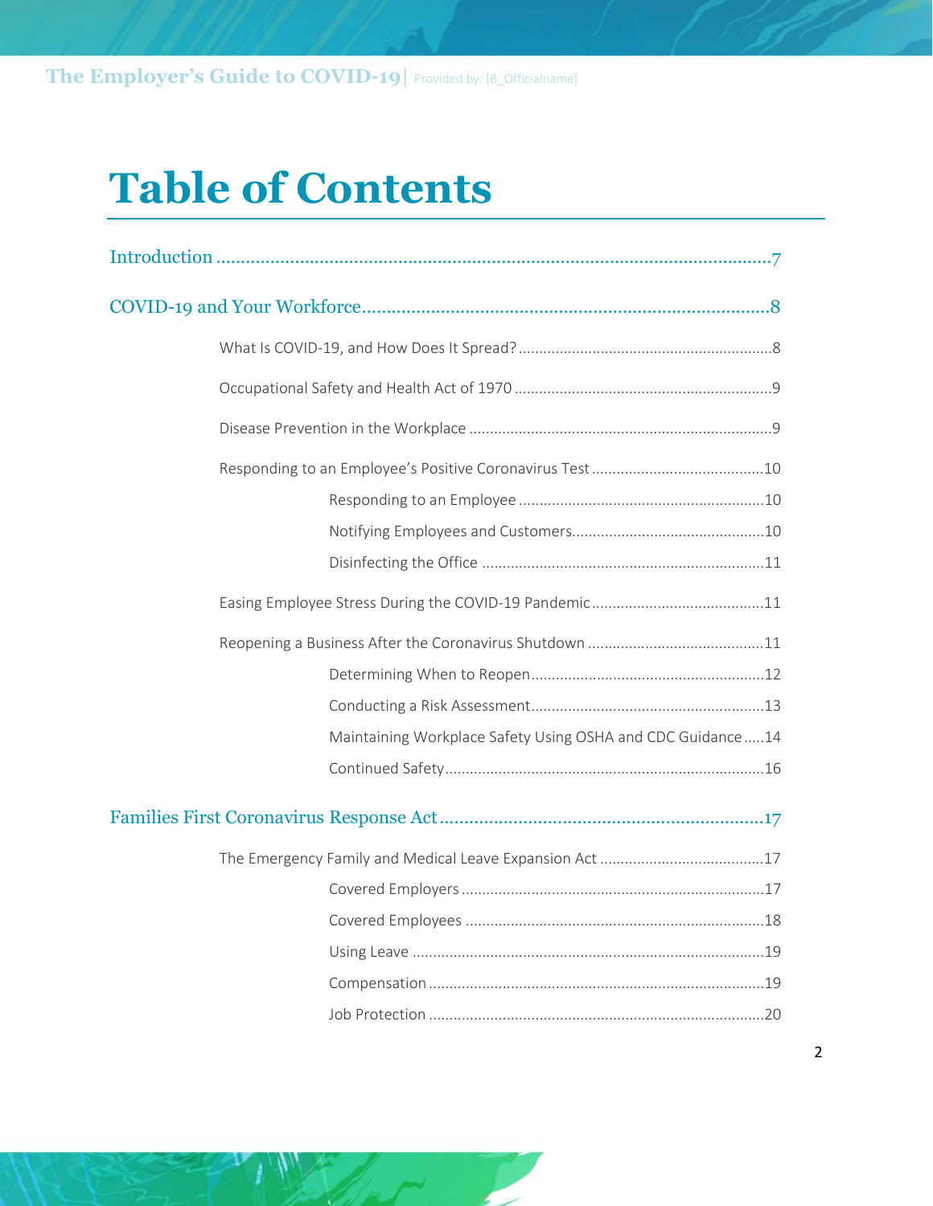# Table of Contents

Introduction .......... 7

COVID-19 and Your Workforce .......... 8

- What Is COVID-19, and How Does It Spread? .......... 8
- Occupational Safety and Health Act of 1970 .......... 9
- Disease Prevention in the Workplace .......... 9
- Responding to an Employee's Positive Coronavirus Test .......... 10
  - Responding to an Employee .......... 10
  - Notifying Employees and Customers .......... 10
  - Disinfecting the Office .......... 11
- Easing Employee Stress During the COVID-19 Pandemic .......... 11
- Reopening a Business After the Coronavirus Shutdown .......... 11
  - Determining When to Reopen .......... 12
  - Conducting a Risk Assessment .......... 13
  - Maintaining Workplace Safety Using OSHA and CDC Guidance .......... 14
  - Continued Safety .......... 16

Families First Coronavirus Response Act .......... 17

- The Emergency Family and Medical Leave Expansion Act .......... 17
  - Covered Employers .......... 17
  - Covered Employees .......... 18
  - Using Leave .......... 19
  - Compensation .......... 19
  - Job Protection .......... 20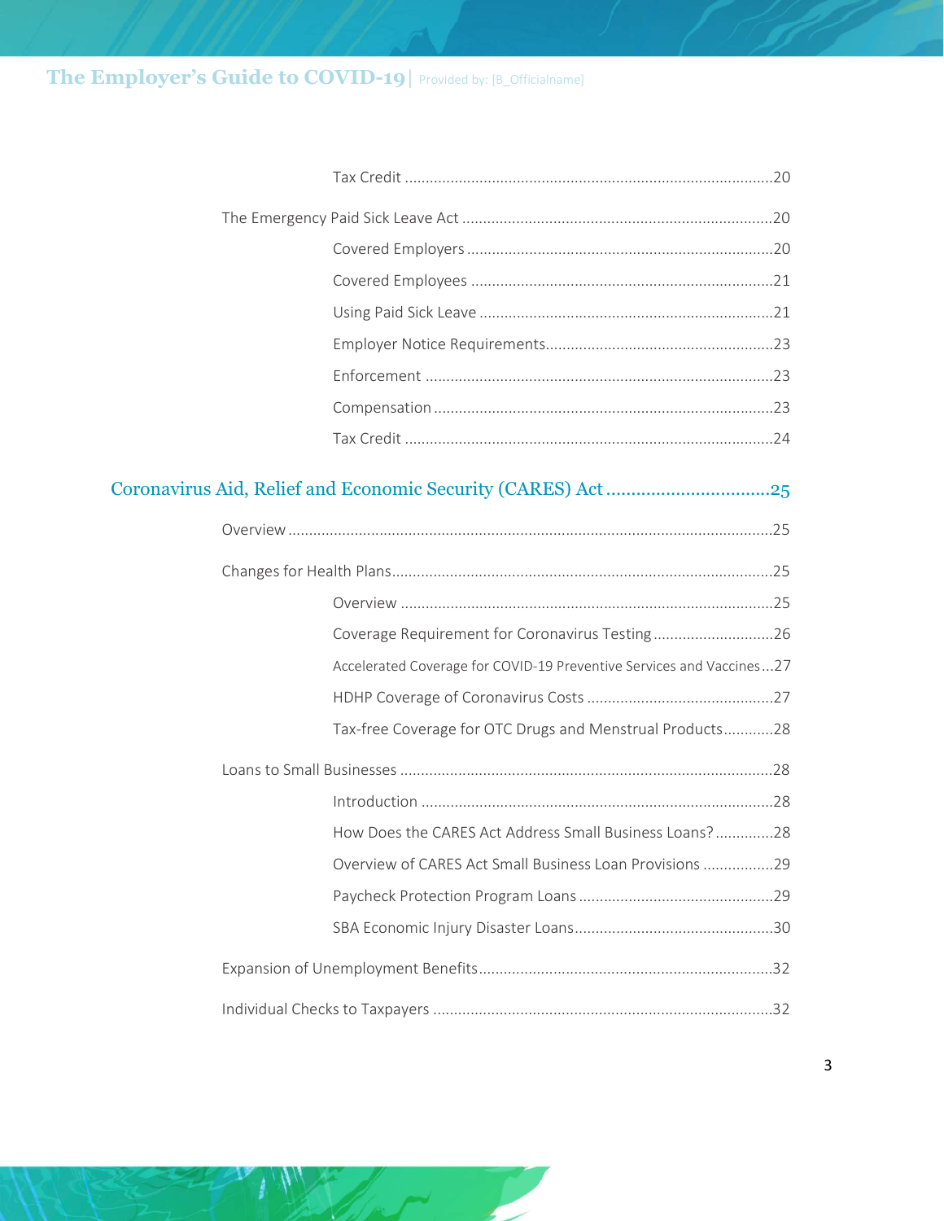Tax Credit ........................................................................................20

The Emergency Paid Sick Leave Act ..........................................................................20

Covered Employers ..........................................................................20

Covered Employees ..........................................................................21

Using Paid Sick Leave ..........................................................................21

Employer Notice Requirements..........................................................23

Enforcement ..........................................................................23

Compensation ..........................................................................23

Tax Credit ..........................................................................24

## Coronavirus Aid, Relief and Economic Security (CARES) Act ................................25

Overview ..........................................................................25

Changes for Health Plans..........................................................................25

Overview ..........................................................................25

Coverage Requirement for Coronavirus Testing ............................26

Accelerated Coverage for COVID-19 Preventive Services and Vaccines...27

HDHP Coverage of Coronavirus Costs ............................................27

Tax-free Coverage for OTC Drugs and Menstrual Products............28

Loans to Small Businesses ..........................................................................28

Introduction ..........................................................................28

How Does the CARES Act Address Small Business Loans? ..............28

Overview of CARES Act Small Business Loan Provisions .................29

Paycheck Protection Program Loans ...............................................29

SBA Economic Injury Disaster Loans...............................................30

Expansion of Unemployment Benefits..........................................................32

Individual Checks to Taxpayers ..........................................................................32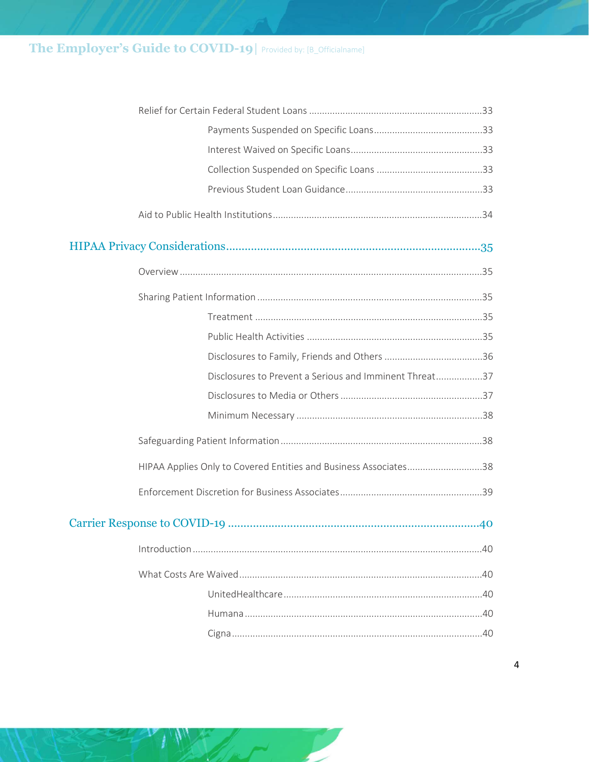Relief for Certain Federal Student Loans ....................................................................33

Payments Suspended on Specific Loans..........................................33

Interest Waived on Specific Loans...................................................33

Collection Suspended on Specific Loans .........................................33

Previous Student Loan Guidance.....................................................33

Aid to Public Health Institutions.................................................................................34

HIPAA Privacy Considerations....................................................................................35

Overview ...................................................................................................................35

Sharing Patient Information .......................................................................................35

Treatment .......................................................................................35

Public Health Activities ....................................................................35

Disclosures to Family, Friends and Others ......................................36

Disclosures to Prevent a Serious and Imminent Threat..................37

Disclosures to Media or Others .......................................................37

Minimum Necessary ........................................................................38

Safeguarding Patient Information..............................................................................38

HIPAA Applies Only to Covered Entities and Business Associates.............................38

Enforcement Discretion for Business Associates.......................................................39

Carrier Response to COVID-19 ...................................................................................40

Introduction..............................................................................................................40

What Costs Are Waived.............................................................................................40

UnitedHealthcare............................................................................40

Humana...........................................................................................40

Cigna...............................................................................................40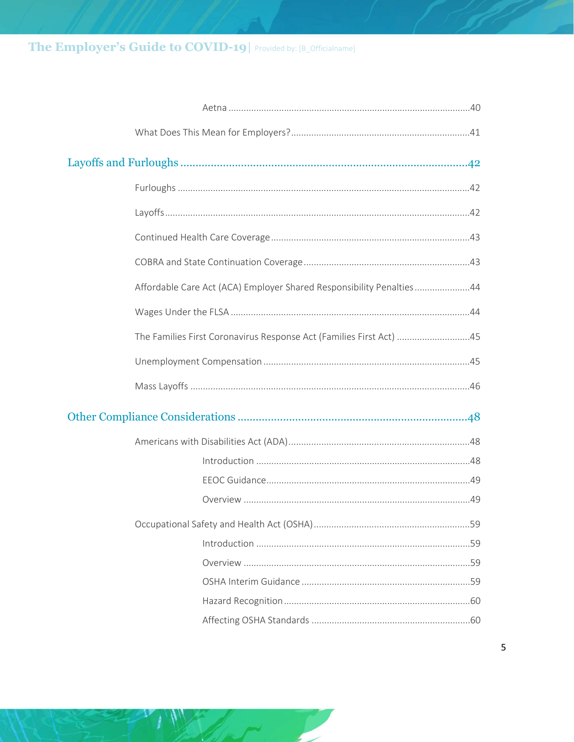Aetna ....................................................................................................40

What Does This Mean for Employers? .....................................................................41

Layoffs and Furloughs ........................................................................................42

Furloughs ................................................................................................................42

Layoffs .....................................................................................................................42

Continued Health Care Coverage ............................................................................43

COBRA and State Continuation Coverage ................................................................43

Affordable Care Act (ACA) Employer Shared Responsibility Penalties .....................44

Wages Under the FLSA .............................................................................................44

The Families First Coronavirus Response Act (Families First Act) ............................45

Unemployment Compensation ................................................................................45

Mass Layoffs ............................................................................................................46

Other Compliance Considerations ......................................................................48

Americans with Disabilities Act (ADA) ......................................................................48

Introduction ...........................................................................................48

EEOC Guidance .......................................................................................49

Overview ................................................................................................49

Occupational Safety and Health Act (OSHA) .............................................................59

Introduction ...........................................................................................59

Overview ................................................................................................59

OSHA Interim Guidance ..........................................................................59

Hazard Recognition .................................................................................60

Affecting OSHA Standards ......................................................................60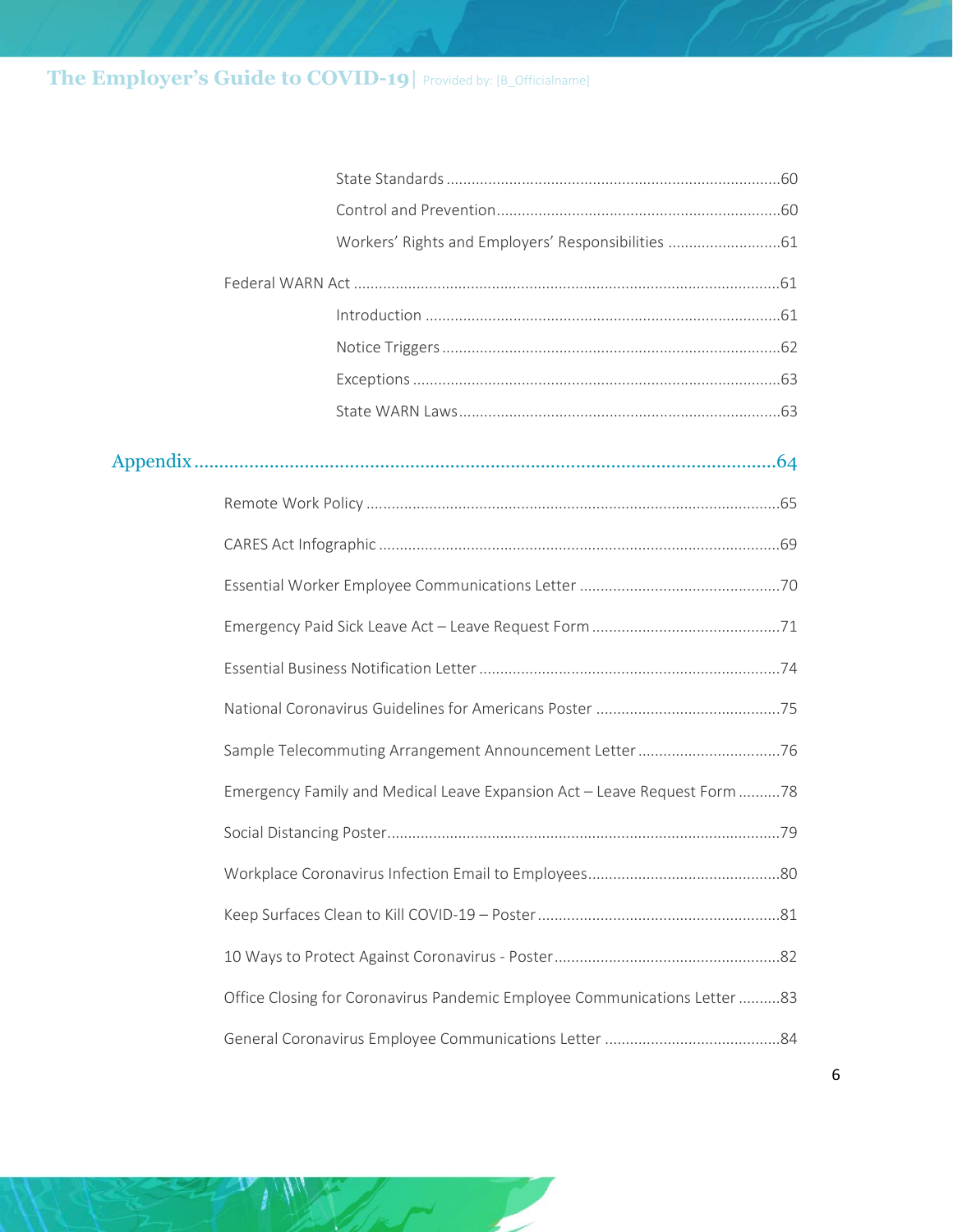State Standards ....................................................................................60

Control and Prevention..........................................................................60

Workers' Rights and Employers' Responsibilities ...........................61

Federal WARN Act .......................................................................................................61

Introduction .......................................................................................61

Notice Triggers ...................................................................................62

Exceptions ..........................................................................................63

State WARN Laws...............................................................................63

## Appendix ....................................................................................................64

Remote Work Policy ....................................................................................................65

CARES Act Infographic ...............................................................................................69

Essential Worker Employee Communications Letter ................................................70

Emergency Paid Sick Leave Act – Leave Request Form .............................................71

Essential Business Notification Letter .......................................................................74

National Coronavirus Guidelines for Americans Poster ............................................75

Sample Telecommuting Arrangement Announcement Letter ..................................76

Emergency Family and Medical Leave Expansion Act – Leave Request Form ..........78

Social Distancing Poster..............................................................................................79

Workplace Coronavirus Infection Email to Employees..............................................80

Keep Surfaces Clean to Kill COVID-19 – Poster ..........................................................81

10 Ways to Protect Against Coronavirus - Poster......................................................82

Office Closing for Coronavirus Pandemic Employee Communications Letter ..........83

General Coronavirus Employee Communications Letter ..........................................84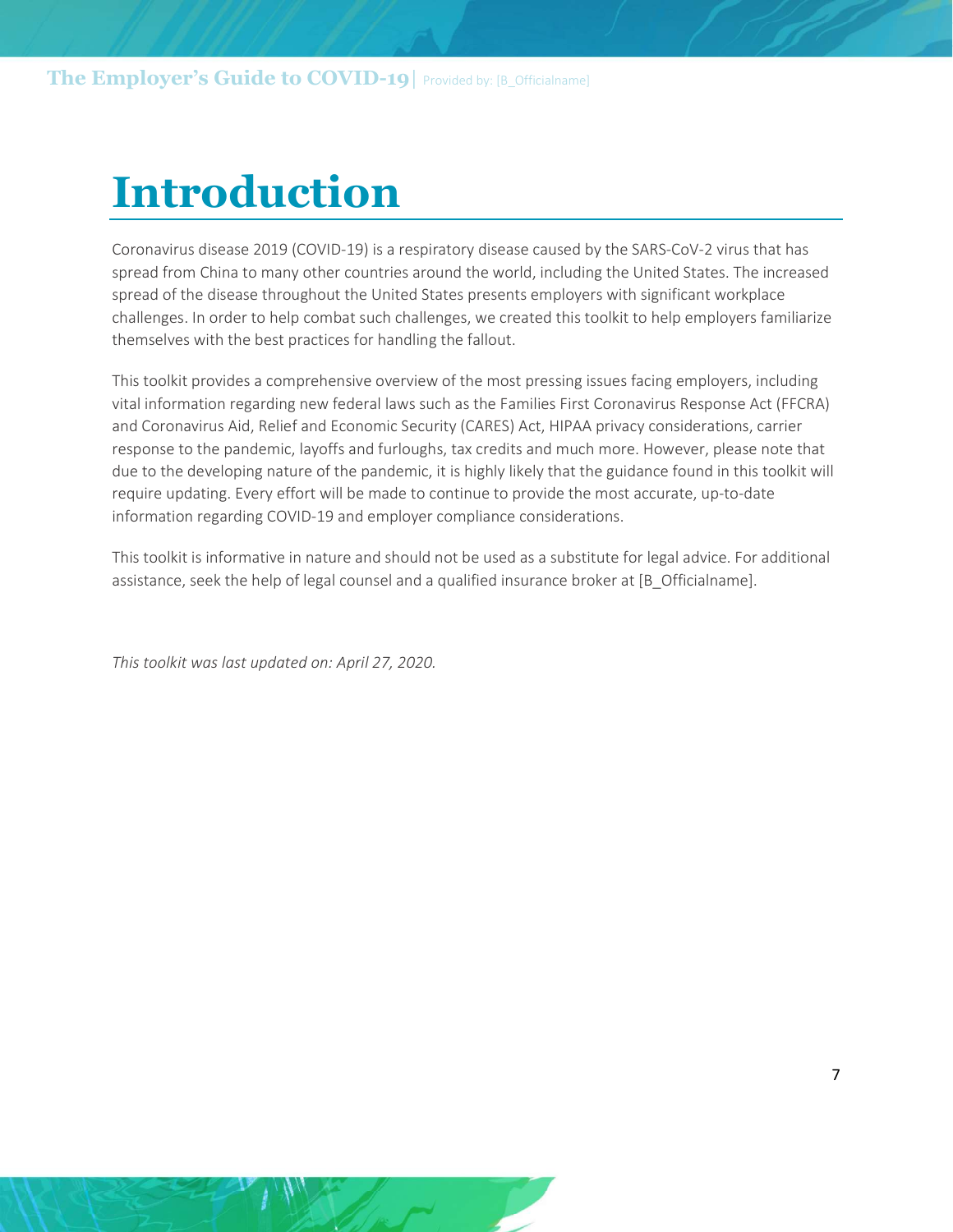# Introduction

Coronavirus disease 2019 (COVID-19) is a respiratory disease caused by the SARS-CoV-2 virus that has spread from China to many other countries around the world, including the United States. The increased spread of the disease throughout the United States presents employers with significant workplace challenges. In order to help combat such challenges, we created this toolkit to help employers familiarize themselves with the best practices for handling the fallout.

This toolkit provides a comprehensive overview of the most pressing issues facing employers, including vital information regarding new federal laws such as the Families First Coronavirus Response Act (FFCRA) and Coronavirus Aid, Relief and Economic Security (CARES) Act, HIPAA privacy considerations, carrier response to the pandemic, layoffs and furloughs, tax credits and much more. However, please note that due to the developing nature of the pandemic, it is highly likely that the guidance found in this toolkit will require updating. Every effort will be made to continue to provide the most accurate, up-to-date information regarding COVID-19 and employer compliance considerations.

This toolkit is informative in nature and should not be used as a substitute for legal advice. For additional assistance, seek the help of legal counsel and a qualified insurance broker at [B_Officialname].

*This toolkit was last updated on: April 27, 2020.*